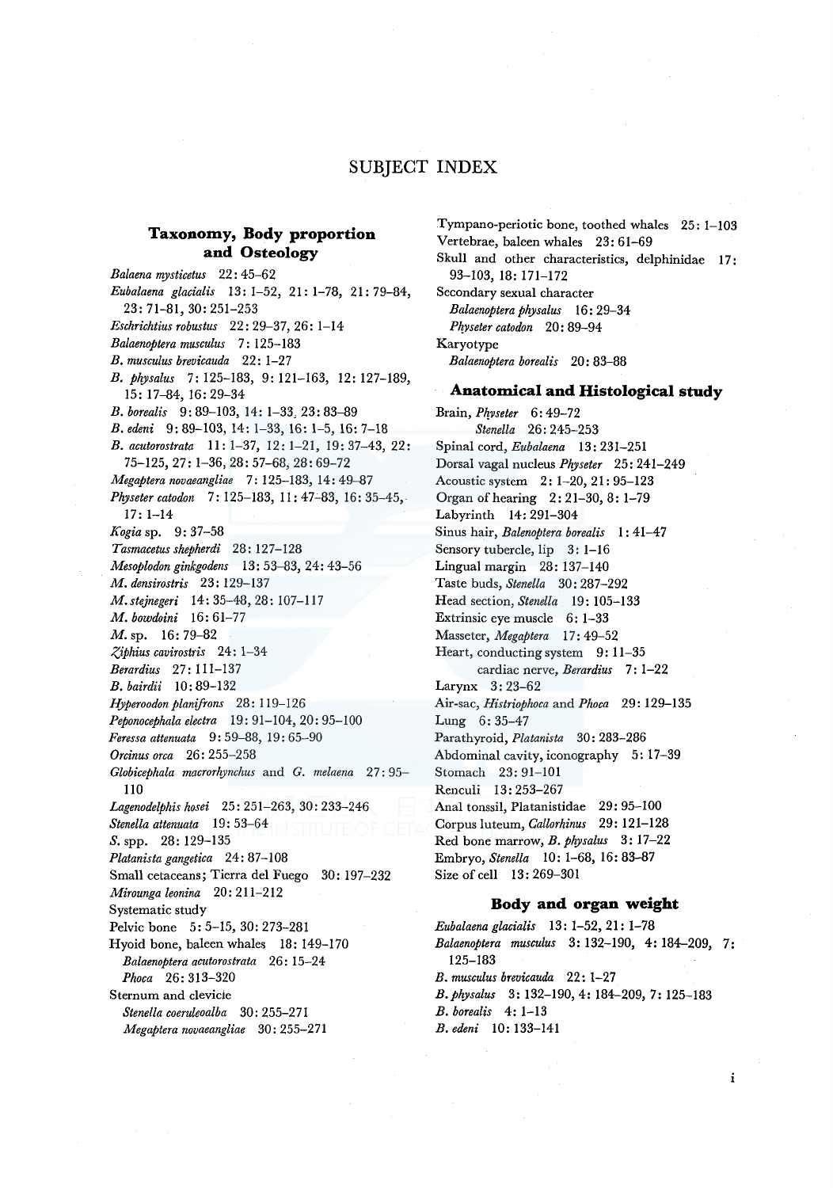# SUBJECT INDEX

## Taxonomy, Body proportion and Osteology

*Balaena mysticetus* 22: 45–62
*Eubalaena glacialis* 13: 1–52, 21: 1–78, 21: 79–84, 23: 71–81, 30: 251–253
*Eschrichtius robustus* 22: 29–37, 26: 1–14
*Balaenoptera musculus* 7: 125–183
*B. musculus brevicauda* 22: 1–27
*B. physalus* 7: 125–183, 9: 121–163, 12: 127–189, 15: 17–84, 16: 29–34
*B. borealis* 9: 89–103, 14: 1–33, 23: 83–89
*B. edeni* 9: 89–103, 14: 1–33, 16: 1–5, 16: 7–18
*B. acutorostrata* 11: 1–37, 12: 1–21, 19: 37–43, 22: 75–125, 27: 1–36, 28: 57–68, 28: 69–72
*Megaptera novaeangliae* 7: 125–183, 14: 49–87
*Physeter catodon* 7: 125–183, 11: 47–83, 16: 35–45, 17: 1–14
*Kogia* sp. 9: 37–58
*Tasmacetus shepherdi* 28: 127–128
*Mesoplodon ginkgodens* 13: 53–83, 24: 43–56
*M. densirostris* 23: 129–137
*M. stejnegeri* 14: 35–48, 28: 107–117
*M. bowdoini* 16: 61–77
*M.* sp. 16: 79–82
*Ziphius cavirostris* 24: 1–34
*Berardius* 27: 111–137
*B. bairdii* 10: 89–132
*Hyperoodon planifrons* 28: 119–126
*Peponocephala electra* 19: 91–104, 20: 95–100
*Feressa attenuata* 9: 59–88, 19: 65–90
*Orcinus orca* 26: 255–258
*Globicephala macrorhynchus* and *G. melaena* 27: 95–110
*Lagenodelphis hosei* 25: 251–263, 30: 233–246
*Stenella attenuata* 19: 53–64
*S.* spp. 28: 129–135
*Platanista gangetica* 24: 87–108
Small cetaceans; Tierra del Fuego 30: 197–232
*Mirounga leonina* 20: 211–212
Systematic study
Pelvic bone 5: 5–15, 30: 273–281
Hyoid bone, baleen whales 18: 149–170
  *Balaenoptera acutorostrata* 26: 15–24
  *Phoca* 26: 313–320
Sternum and clevicle
  *Stenella coeruleoalba* 30: 255–271
  *Megaptera novaeangliae* 30: 255–271
Tympano-periotic bone, toothed whales 25: 1–103
Vertebrae, baleen whales 23: 61–69
Skull and other characteristics, delphinidae 17: 93–103, 18: 171–172
Secondary sexual character
  *Balaenoptera physalus* 16: 29–34
  *Physeter catodon* 20: 89–94
Karyotype
  *Balaenoptera borealis* 20: 83–88

## Anatomical and Histological study

Brain, *Physeter* 6: 49–72
  *Stenella* 26: 245–253
Spinal cord, *Eubalaena* 13: 231–251
Dorsal vagal nucleus *Physeter* 25: 241–249
Acoustic system 2: 1–20, 21: 95–123
Organ of hearing 2: 21–30, 8: 1–79
Labyrinth 14: 291–304
Sinus hair, *Balenoptera borealis* 1: 41–47
Sensory tubercle, lip 3: 1–16
Lingual margin 28: 137–140
Taste buds, *Stenella* 30: 287–292
Head section, *Stenella* 19: 105–133
Extrinsic eye muscle 6: 1–33
Masseter, *Megaptera* 17: 49–52
Heart, conducting system 9: 11–35
  cardiac nerve, *Berardius* 7: 1–22
Larynx 3: 23–62
Air-sac, *Histriophoca* and *Phoca* 29: 129–135
Lung 6: 35–47
Parathyroid, *Platanista* 30: 283–286
Abdominal cavity, iconography 5: 17–39
Stomach 23: 91–101
Renculi 13: 253–267
Anal tonssil, Platanistidae 29: 95–100
Corpus luteum, *Callorhinus* 29: 121–128
Red bone marrow, *B. physalus* 3: 17–22
Embryo, *Stenella* 10: 1–68, 16: 83–87
Size of cell 13: 269–301

## Body and organ weight

*Eubalaena glacialis* 13: 1–52, 21: 1–78
*Balaenoptera musculus* 3: 132–190, 4: 184–209, 7: 125–183
*B. musculus brevicauda* 22: 1–27
*B. physalus* 3: 132–190, 4: 184–209, 7: 125–183
*B. borealis* 4: 1–13
*B. edeni* 10: 133–141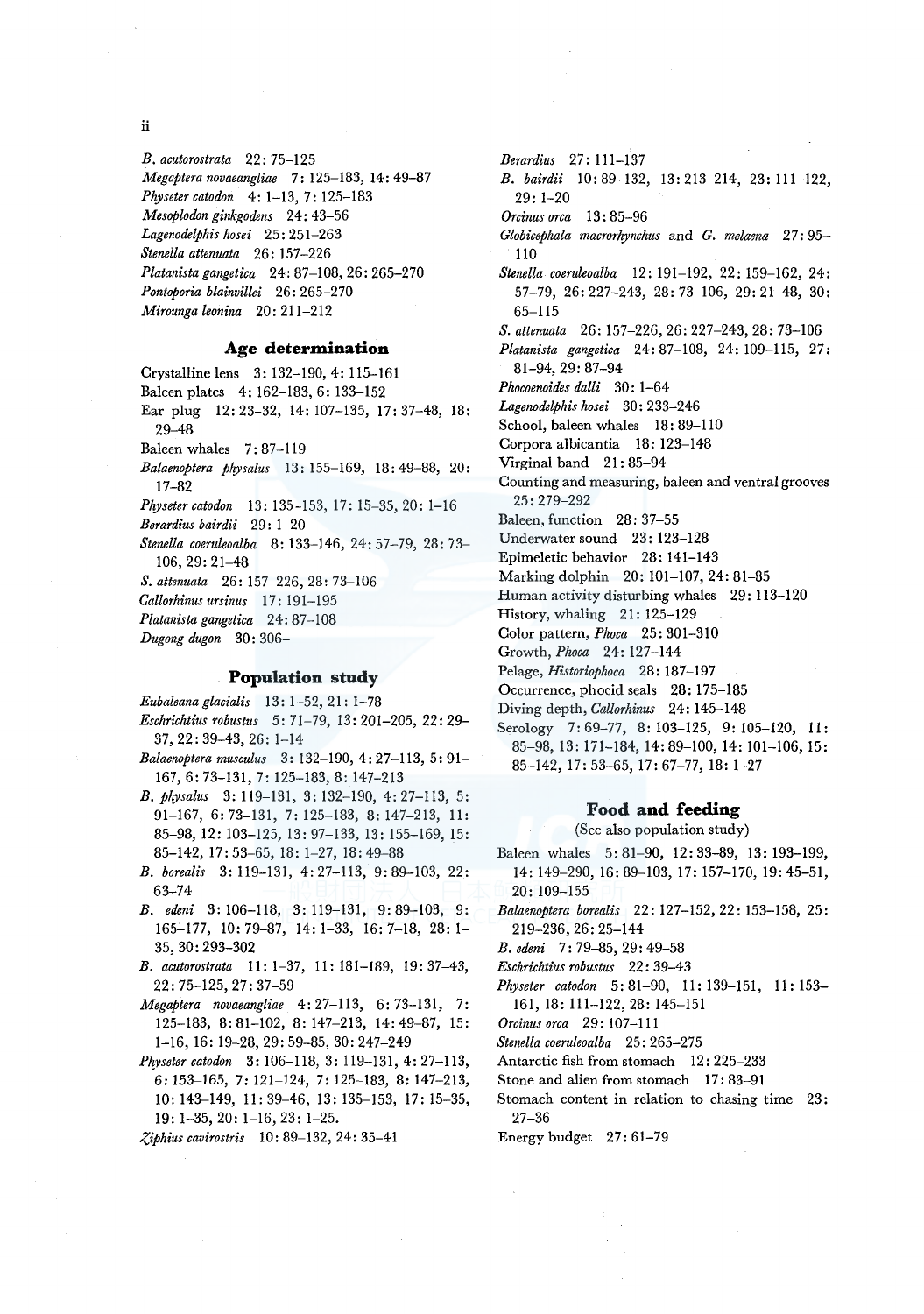*B. acutorostrata* 22: 75–125
*Megaptera novaeangliae* 7: 125–183, 14: 49–87
*Physeter catodon* 4: 1–13, 7: 125–183
*Mesoplodon ginkgodens* 24: 43–56
*Lagenodelphis hosei* 25: 251–263
*Stenella attenuata* 26: 157–226
*Platanista gangetica* 24: 87–108, 26: 265–270
*Pontoporia blainvillei* 26: 265–270
*Mirounga leonina* 20: 211–212

## Age determination

Crystalline lens 3: 132–190, 4: 115–161
Baleen plates 4: 162–183, 6: 133–152
Ear plug 12: 23–32, 14: 107–135, 17: 37–48, 18: 29–48
Baleen whales 7: 87–119
*Balaenoptera physalus* 13: 155–169, 18: 49–88, 20: 17–82
*Physeter catodon* 13: 135–153, 17: 15–35, 20: 1–16
*Berardius bairdii* 29: 1–20
*Stenella coeruleoalba* 8: 133–146, 24: 57–79, 28: 73–106, 29: 21–48
*S. attenuata* 26: 157–226, 28: 73–106
*Callorhinus ursinus* 17: 191–195
*Platanista gangetica* 24: 87–108
*Dugong dugon* 30: 306–

## Population study

*Eubaleana glacialis* 13: 1–52, 21: 1–78
*Eschrichtius robustus* 5: 71–79, 13: 201–205, 22: 29–37, 22: 39–43, 26: 1–14
*Balaenoptera musculus* 3: 132–190, 4: 27–113, 5: 91–167, 6: 73–131, 7: 125–183, 8: 147–213
*B. physalus* 3: 119–131, 3: 132–190, 4: 27–113, 5: 91–167, 6: 73–131, 7: 125–183, 8: 147–213, 11: 85–98, 12: 103–125, 13: 97–133, 13: 155–169, 15: 85–142, 17: 53–65, 18: 1–27, 18: 49–88
*B. borealis* 3: 119–131, 4: 27–113, 9: 89–103, 22: 63–74
*B. edeni* 3: 106–118, 3: 119–131, 9: 89–103, 9: 165–177, 10: 79–87, 14: 1–33, 16: 7–18, 28: 1–35, 30: 293–302
*B. acutorostrata* 11: 1–37, 11: 181–189, 19: 37–43, 22: 75–125, 27: 37–59
*Megaptera novaeangliae* 4: 27–113, 6: 73–131, 7: 125–183, 8: 81–102, 8: 147–213, 14: 49–87, 15: 1–16, 16: 19–28, 29: 59–85, 30: 247–249
*Physeter catodon* 3: 106–118, 3: 119–131, 4: 27–113, 6: 153–165, 7: 121–124, 7: 125–183, 8: 147–213, 10: 143–149, 11: 39–46, 13: 135–153, 17: 15–35, 19: 1–35, 20: 1–16, 23: 1–25.
*Ziphius cavirostris* 10: 89–132, 24: 35–41
*Berardius* 27: 111–137
*B. bairdii* 10: 89–132, 13: 213–214, 23: 111–122, 29: 1–20
*Orcinus orca* 13: 85–96
*Globicephala macrorhynchus* and *G. melaena* 27: 95–110
*Stenella coeruleoalba* 12: 191–192, 22: 159–162, 24: 57–79, 26: 227–243, 28: 73–106, 29: 21–48, 30: 65–115
*S. attenuata* 26: 157–226, 26: 227–243, 28: 73–106
*Platanista gangetica* 24: 87–108, 24: 109–115, 27: 81–94, 29: 87–94
*Phocoenoides dalli* 30: 1–64
*Lagenodelphis hosei* 30: 233–246
School, baleen whales 18: 89–110
Corpora albicantia 18: 123–148
Virginal band 21: 85–94
Counting and measuring, baleen and ventral grooves 25: 279–292
Baleen, function 28: 37–55
Underwater sound 23: 123–128
Epimeletic behavior 28: 141–143
Marking dolphin 20: 101–107, 24: 81–85
Human activity disturbing whales 29: 113–120
History, whaling 21: 125–129
Color pattern, *Phoca* 25: 301–310
Growth, *Phoca* 24: 127–144
Pelage, *Historiophoca* 28: 187–197
Occurrence, phocid seals 28: 175–185
Diving depth, *Callorhinus* 24: 145–148
Serology 7: 69–77, 8: 103–125, 9: 105–120, 11: 85–98, 13: 171–184, 14: 89–100, 14: 101–106, 15: 85–142, 17: 53–65, 17: 67–77, 18: 1–27

## Food and feeding

(See also population study)

Baleen whales 5: 81–90, 12: 33–89, 13: 193–199, 14: 149–290, 16: 89–103, 17: 157–170, 19: 45–51, 20: 109–155
*Balaenoptera borealis* 22: 127–152, 22: 153–158, 25: 219–236, 26: 25–144
*B. edeni* 7: 79–85, 29: 49–58
*Eschrichtius robustus* 22: 39–43
*Physeter catodon* 5: 81–90, 11: 139–151, 11: 153–161, 18: 111–122, 28: 145–151
*Orcinus orca* 29: 107–111
*Stenella coeruleoalba* 25: 265–275
Antarctic fish from stomach 12: 225–233
Stone and alien from stomach 17: 83–91
Stomach content in relation to chasing time 23: 27–36
Energy budget 27: 61–79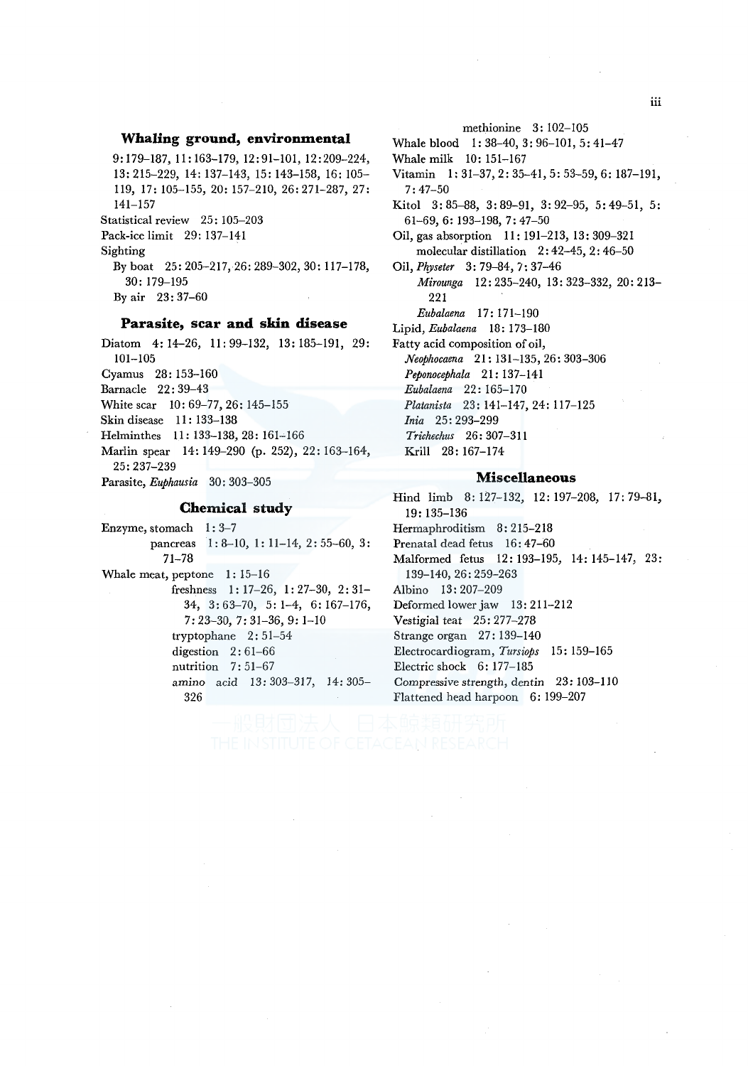### Whaling ground, environmental

9: 179–187, 11: 163–179, 12: 91–101, 12: 209–224, 13: 215–229, 14: 137–143, 15: 143–158, 16: 105–119, 17: 105–155, 20: 157–210, 26: 271–287, 27: 141–157

Statistical review 25: 105–203

Pack-ice limit 29: 137–141

Sighting

- By boat 25: 205–217, 26: 289–302, 30: 117–178, 30: 179–195
- By air 23: 37–60

### Parasite, scar and skin disease

Diatom 4: 14–26, 11: 99–132, 13: 185–191, 29: 101–105

Cyamus 28: 153–160

Barnacle 22: 39–43

White scar 10: 69–77, 26: 145–155

Skin disease 11: 133–138

Helminthes 11: 133–138, 28: 161–166

Marlin spear 14: 149–290 (p. 252), 22: 163–164, 25: 237–239

Parasite, *Euphausia* 30: 303–305

### Chemical study

Enzyme, stomach 1: 3–7
- pancreas 1: 8–10, 1: 11–14, 2: 55–60, 3: 71–78

Whale meat, peptone 1: 15–16
- freshness 1: 17–26, 1: 27–30, 2: 31–34, 3: 63–70, 5: 1–4, 6: 167–176, 7: 23–30, 7: 31–36, 9: 1–10
- tryptophane 2: 51–54
- digestion 2: 61–66
- nutrition 7: 51–67
- amino acid 13: 303–317, 14: 305–326
- methionine 3: 102–105

Whale blood 1: 38–40, 3: 96–101, 5: 41–47

Whale milk 10: 151–167

Vitamin 1: 31–37, 2: 35–41, 5: 53–59, 6: 187–191, 7: 47–50

Kitol 3: 85–88, 3: 89–91, 3: 92–95, 5: 49–51, 5: 61–69, 6: 193–198, 7: 47–50

Oil, gas absorption 11: 191–213, 13: 309–321
- molecular distillation 2: 42–45, 2: 46–50

Oil, *Physeter* 3: 79–84, 7: 37–46
- *Mirounga* 12: 235–240, 13: 323–332, 20: 213–221
- *Eubalaena* 17: 171–190

Lipid, *Eubalaena* 18: 173–180

Fatty acid composition of oil,
- *Neophocaena* 21: 131–135, 26: 303–306
- *Peponocephala* 21: 137–141
- *Eubalaena* 22: 165–170
- *Platanista* 23: 141–147, 24: 117–125
- *Inia* 25: 293–299
- *Trichechus* 26: 307–311
- Krill 28: 167–174

### Miscellaneous

Hind limb 8: 127–132, 12: 197–208, 17: 79–81, 19: 135–136

Hermaphroditism 8: 215–218

Prenatal dead fetus 16: 47–60

Malformed fetus 12: 193–195, 14: 145–147, 23: 139–140, 26: 259–263

Albino 13: 207–209

Deformed lower jaw 13: 211–212

Vestigial teat 25: 277–278

Strange organ 27: 139–140

Electrocardiogram, *Tursiops* 15: 159–165

Electric shock 6: 177–185

Compressive strength, dentin 23: 103–110

Flattened head harpoon 6: 199–207